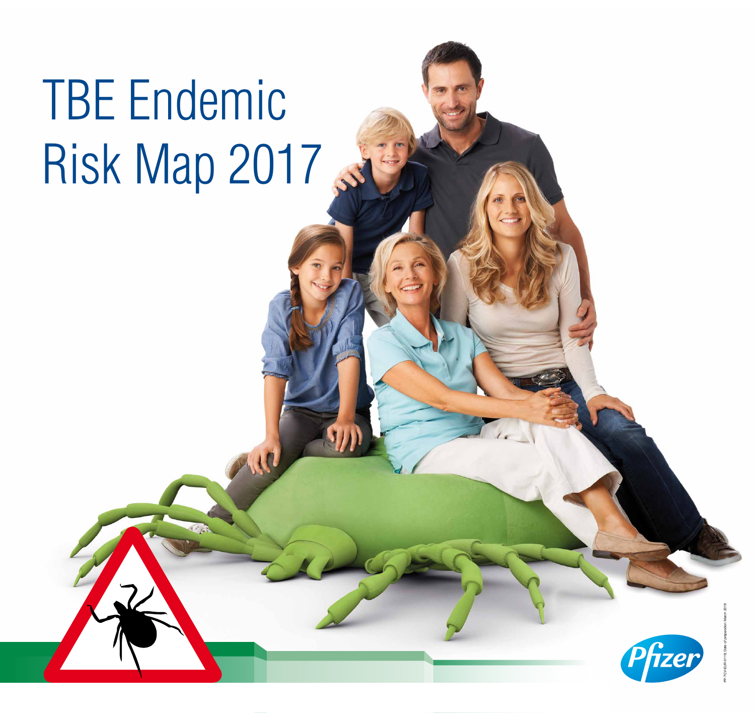# TBE Endemic Risk Map 2017

Pfizer

PP-TCV-EUR-0118 Date of preparation March 2018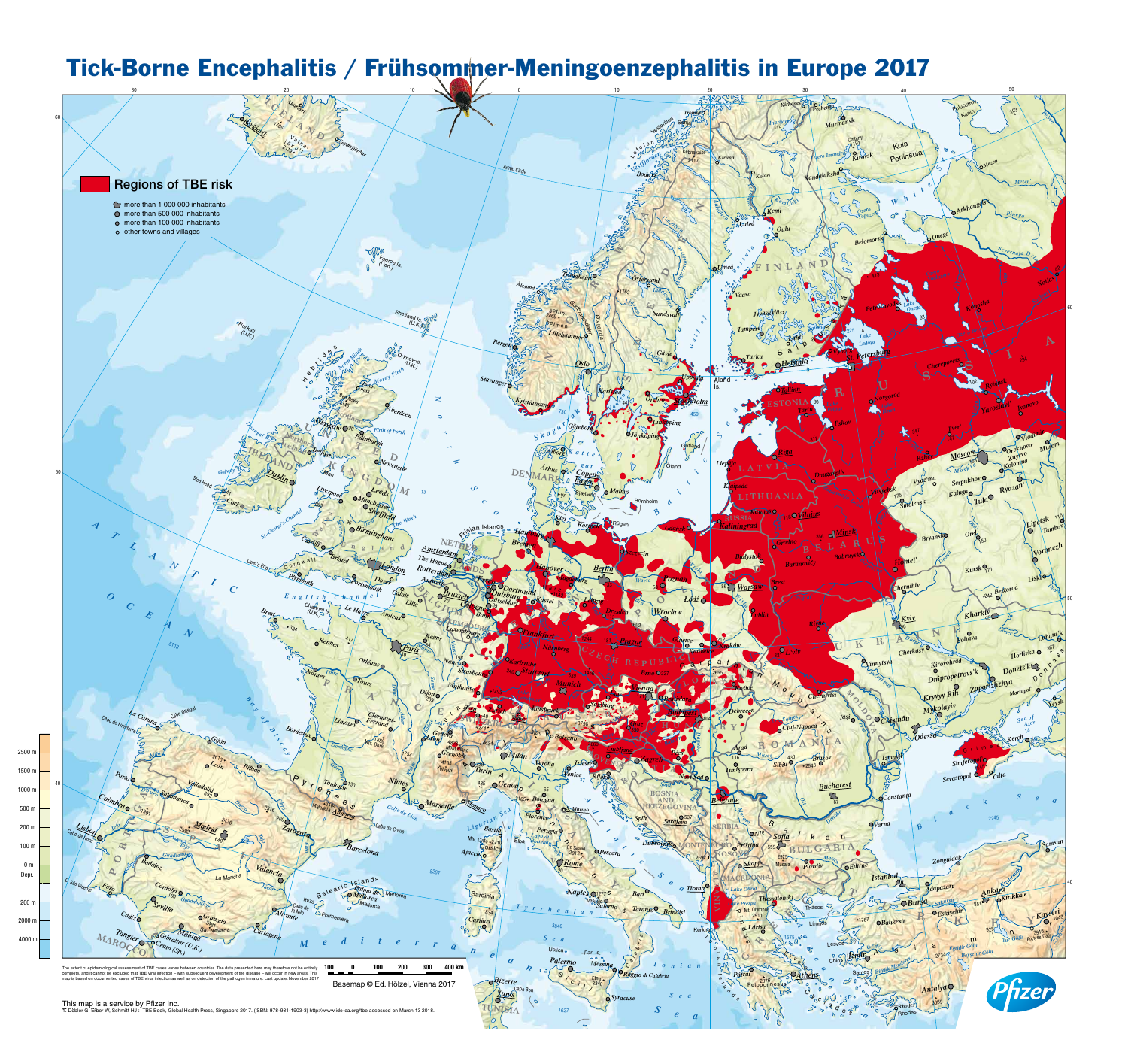# Tick-Borne Encephalitis / Frühsommer-Meningoenzephalitis in Europe 2017

Regions of TBE risk

more than 1 000 000 inhabitants
more than 500 000 inhabitants
more than 100 000 inhabitants
other towns and villages

The extent of epidemiological assessment of TBE cases varies between countries. The data presented here may therefore not be entirely complete, and it cannot be excluded that TBE virus infection – with subsequent development of the disease – will occur in new areas. This map is based on documented cases of TBE virus infection as well as on detection of the pathogen in nature. Last update: November 2017

Basemap © Ed. Hölzel, Vienna 2017

This map is a service by Pfizer Inc.
*): Dobler G, Erber W, Schmitt HJ : TBE Book, Global Health Press, Singapore 2017. (ISBN: 978-981-1903-3) http://www.ide-ea.org/tbe accessed on March 13 2018.